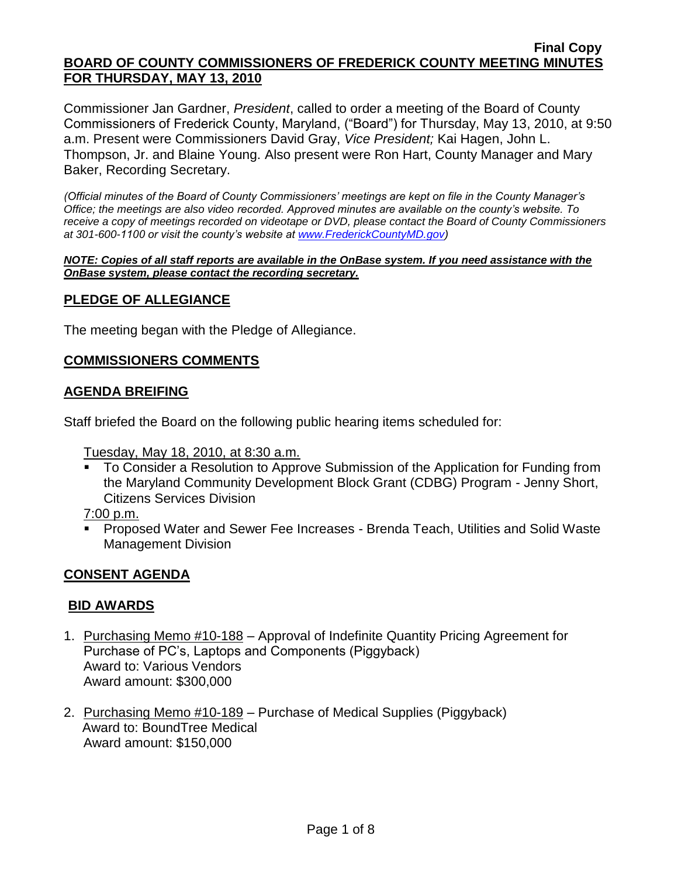**Final Copy**

# BOARD OF COUNTY COMMISSIONERS OF FREDERICK COUNTY MEETING MINUTES FOR THURSDAY, MAY 13, 2010

Commissioner Jan Gardner, *President*, called to order a meeting of the Board of County Commissioners of Frederick County, Maryland, ("Board") for Thursday, May 13, 2010, at 9:50 a.m. Present were Commissioners David Gray, *Vice President;* Kai Hagen, John L. Thompson, Jr. and Blaine Young. Also present were Ron Hart, County Manager and Mary Baker, Recording Secretary.

*(Official minutes of the Board of County Commissioners' meetings are kept on file in the County Manager's Office; the meetings are also video recorded. Approved minutes are available on the county's website. To receive a copy of meetings recorded on videotape or DVD, please contact the Board of County Commissioners at 301-600-1100 or visit the county's website at www.FrederickCountyMD.gov)*

***NOTE: Copies of all staff reports are available in the OnBase system. If you need assistance with the OnBase system, please contact the recording secretary.***

## PLEDGE OF ALLEGIANCE

The meeting began with the Pledge of Allegiance.

## COMMISSIONERS COMMENTS

## AGENDA BREIFING

Staff briefed the Board on the following public hearing items scheduled for:

Tuesday, May 18, 2010, at 8:30 a.m.

- To Consider a Resolution to Approve Submission of the Application for Funding from the Maryland Community Development Block Grant (CDBG) Program - Jenny Short, Citizens Services Division

7:00 p.m.

- Proposed Water and Sewer Fee Increases - Brenda Teach, Utilities and Solid Waste Management Division

## CONSENT AGENDA

## BID AWARDS

1. Purchasing Memo #10-188 – Approval of Indefinite Quantity Pricing Agreement for Purchase of PC's, Laptops and Components (Piggyback)
   Award to: Various Vendors
   Award amount: $300,000

2. Purchasing Memo #10-189 – Purchase of Medical Supplies (Piggyback)
   Award to: BoundTree Medical
   Award amount: $150,000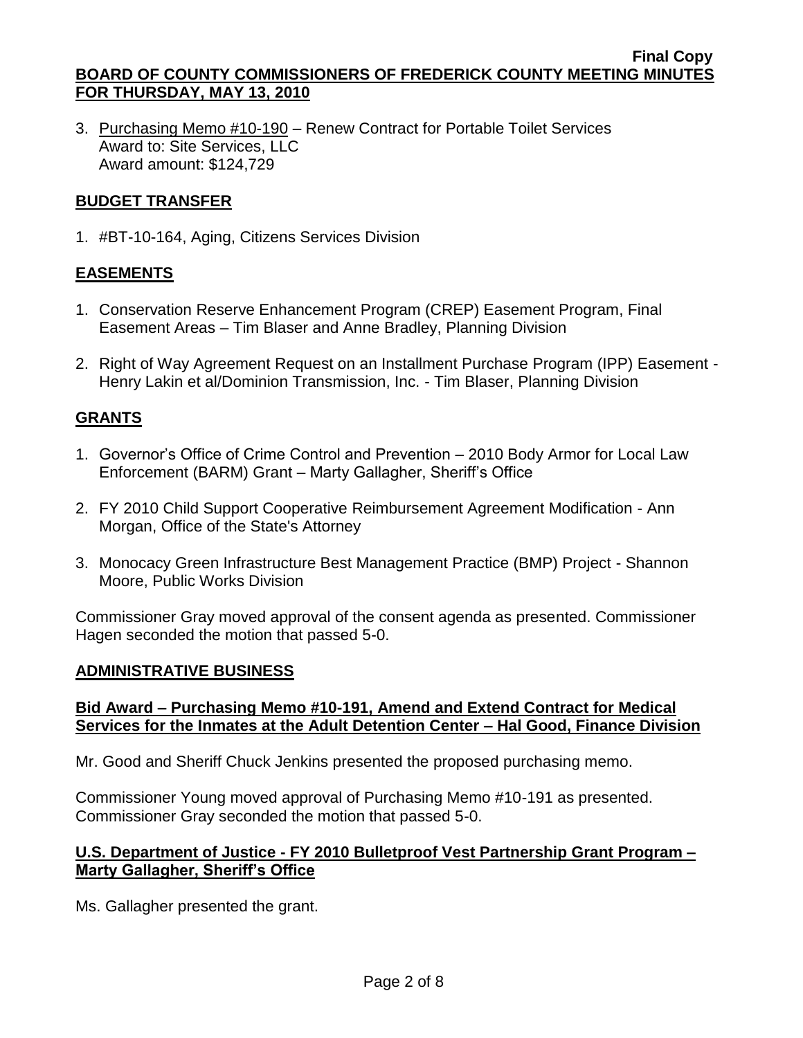3. Purchasing Memo #10-190 – Renew Contract for Portable Toilet Services
   Award to: Site Services, LLC
   Award amount: $124,729

## BUDGET TRANSFER

1. #BT-10-164, Aging, Citizens Services Division

## EASEMENTS

1. Conservation Reserve Enhancement Program (CREP) Easement Program, Final Easement Areas – Tim Blaser and Anne Bradley, Planning Division

2. Right of Way Agreement Request on an Installment Purchase Program (IPP) Easement - Henry Lakin et al/Dominion Transmission, Inc. - Tim Blaser, Planning Division

## GRANTS

1. Governor's Office of Crime Control and Prevention – 2010 Body Armor for Local Law Enforcement (BARM) Grant – Marty Gallagher, Sheriff's Office

2. FY 2010 Child Support Cooperative Reimbursement Agreement Modification - Ann Morgan, Office of the State's Attorney

3. Monocacy Green Infrastructure Best Management Practice (BMP) Project - Shannon Moore, Public Works Division

Commissioner Gray moved approval of the consent agenda as presented. Commissioner Hagen seconded the motion that passed 5-0.

## ADMINISTRATIVE BUSINESS

### Bid Award – Purchasing Memo #10-191, Amend and Extend Contract for Medical Services for the Inmates at the Adult Detention Center – Hal Good, Finance Division

Mr. Good and Sheriff Chuck Jenkins presented the proposed purchasing memo.

Commissioner Young moved approval of Purchasing Memo #10-191 as presented. Commissioner Gray seconded the motion that passed 5-0.

### U.S. Department of Justice - FY 2010 Bulletproof Vest Partnership Grant Program – Marty Gallagher, Sheriff's Office

Ms. Gallagher presented the grant.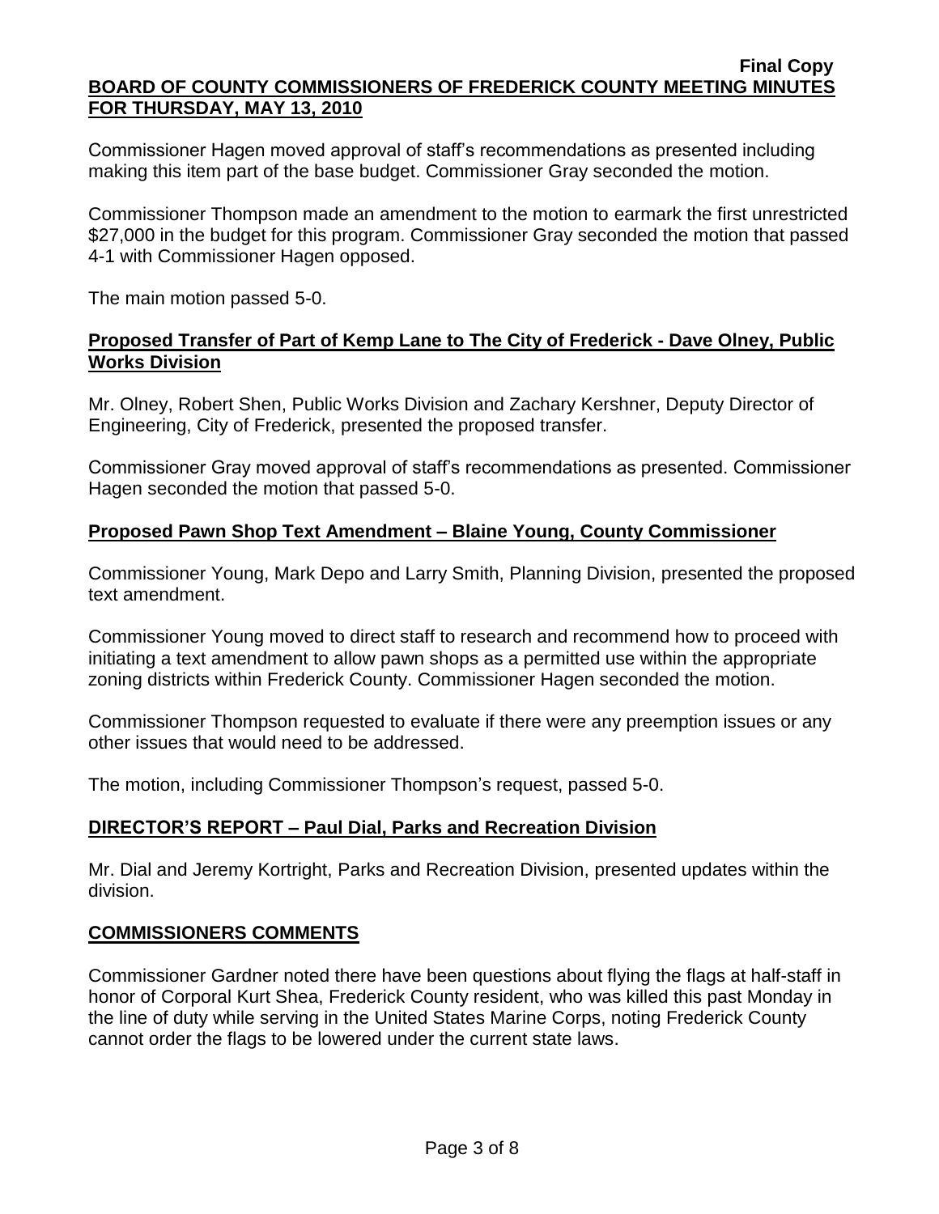Commissioner Hagen moved approval of staff's recommendations as presented including making this item part of the base budget. Commissioner Gray seconded the motion.

Commissioner Thompson made an amendment to the motion to earmark the first unrestricted $27,000 in the budget for this program. Commissioner Gray seconded the motion that passed 4-1 with Commissioner Hagen opposed.

The main motion passed 5-0.

## **Proposed Transfer of Part of Kemp Lane to The City of Frederick - Dave Olney, Public Works Division**

Mr. Olney, Robert Shen, Public Works Division and Zachary Kershner, Deputy Director of Engineering, City of Frederick, presented the proposed transfer.

Commissioner Gray moved approval of staff's recommendations as presented. Commissioner Hagen seconded the motion that passed 5-0.

## **Proposed Pawn Shop Text Amendment – Blaine Young, County Commissioner**

Commissioner Young, Mark Depo and Larry Smith, Planning Division, presented the proposed text amendment.

Commissioner Young moved to direct staff to research and recommend how to proceed with initiating a text amendment to allow pawn shops as a permitted use within the appropriate zoning districts within Frederick County. Commissioner Hagen seconded the motion.

Commissioner Thompson requested to evaluate if there were any preemption issues or any other issues that would need to be addressed.

The motion, including Commissioner Thompson's request, passed 5-0.

## **DIRECTOR'S REPORT – Paul Dial, Parks and Recreation Division**

Mr. Dial and Jeremy Kortright, Parks and Recreation Division, presented updates within the division.

## **COMMISSIONERS COMMENTS**

Commissioner Gardner noted there have been questions about flying the flags at half-staff in honor of Corporal Kurt Shea, Frederick County resident, who was killed this past Monday in the line of duty while serving in the United States Marine Corps, noting Frederick County cannot order the flags to be lowered under the current state laws.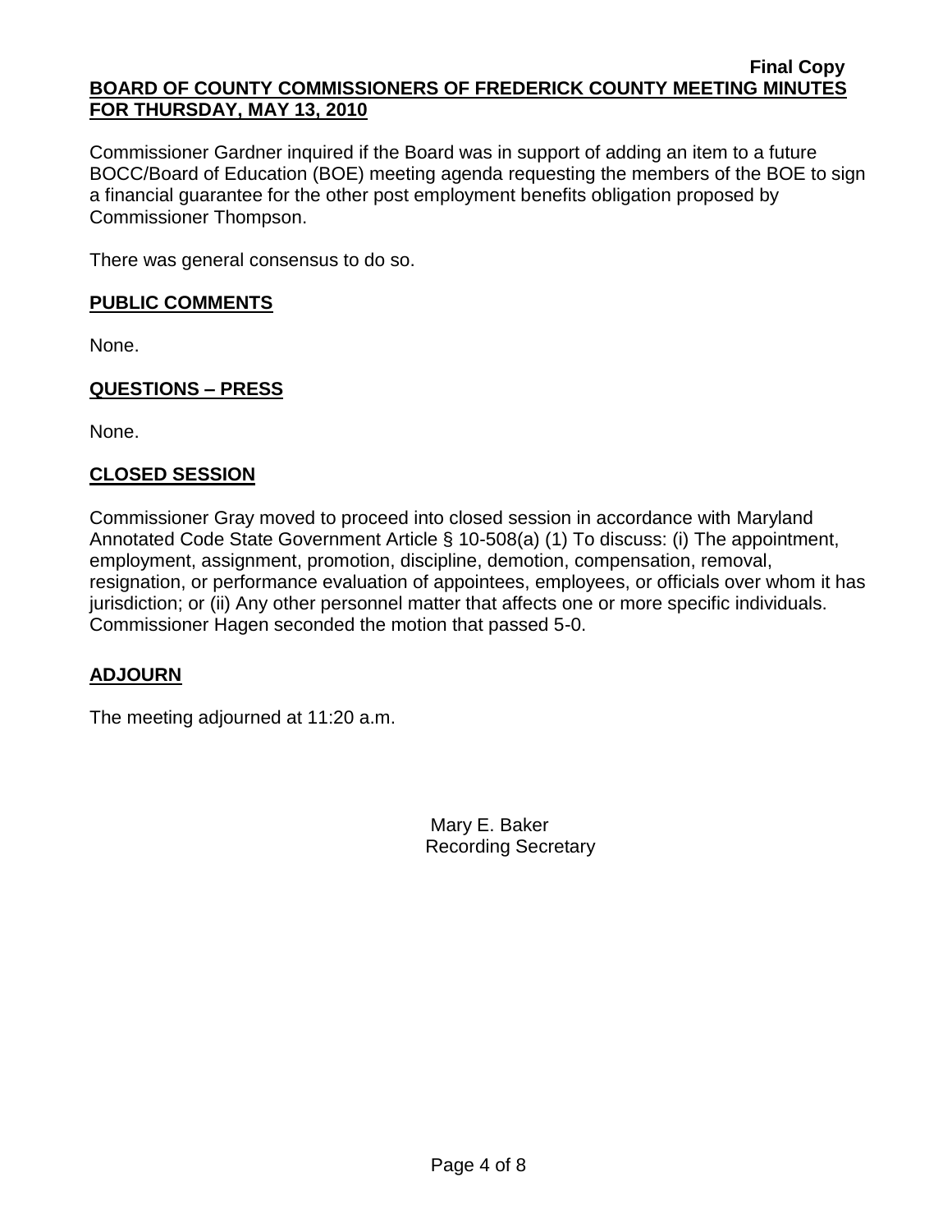Commissioner Gardner inquired if the Board was in support of adding an item to a future BOCC/Board of Education (BOE) meeting agenda requesting the members of the BOE to sign a financial guarantee for the other post employment benefits obligation proposed by Commissioner Thompson.

There was general consensus to do so.

## PUBLIC COMMENTS

None.

## QUESTIONS – PRESS

None.

## CLOSED SESSION

Commissioner Gray moved to proceed into closed session in accordance with Maryland Annotated Code State Government Article § 10-508(a) (1) To discuss: (i) The appointment, employment, assignment, promotion, discipline, demotion, compensation, removal, resignation, or performance evaluation of appointees, employees, or officials over whom it has jurisdiction; or (ii) Any other personnel matter that affects one or more specific individuals. Commissioner Hagen seconded the motion that passed 5-0.

## ADJOURN

The meeting adjourned at 11:20 a.m.

Mary E. Baker
Recording Secretary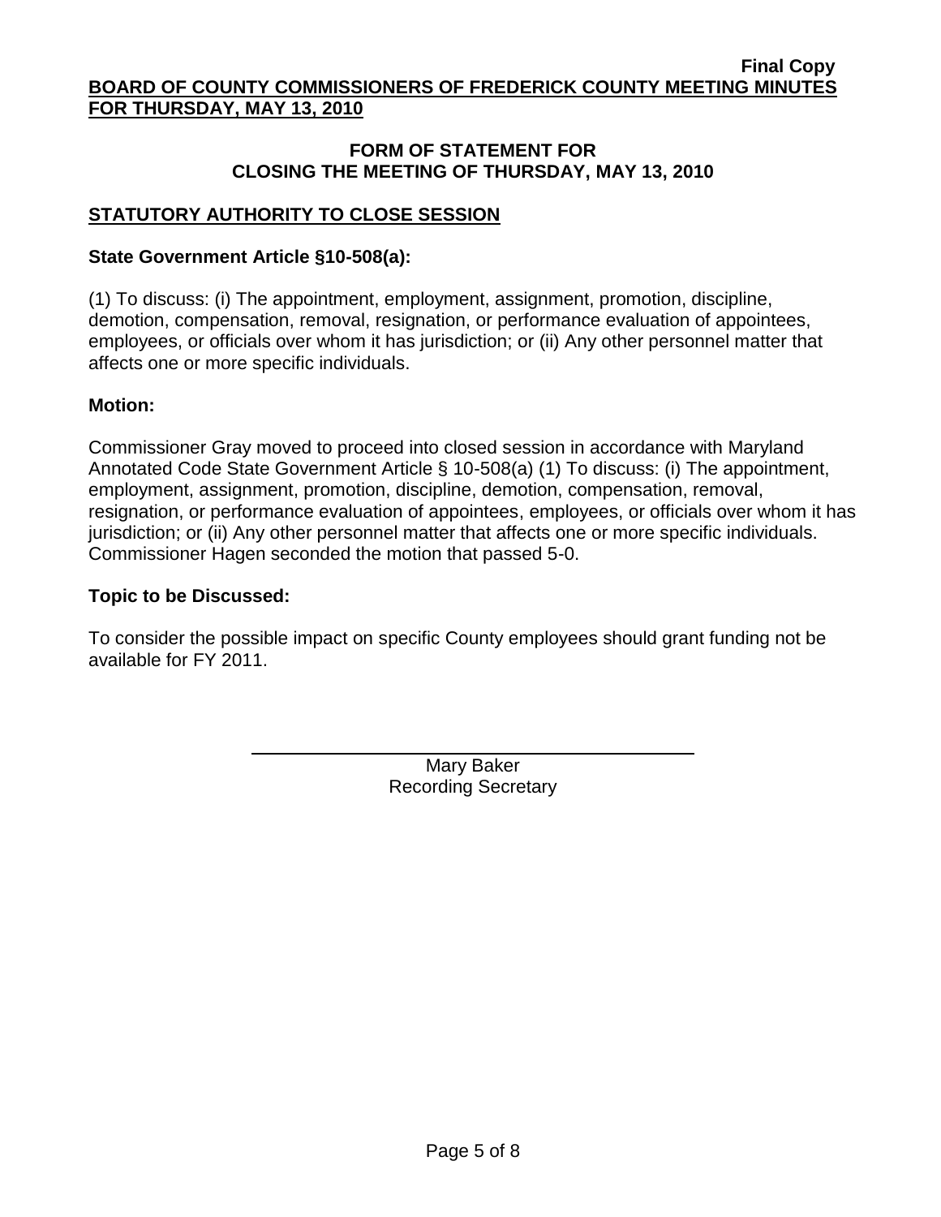**Final Copy**
**BOARD OF COUNTY COMMISSIONERS OF FREDERICK COUNTY MEETING MINUTES FOR THURSDAY, MAY 13, 2010**

## FORM OF STATEMENT FOR CLOSING THE MEETING OF THURSDAY, MAY 13, 2010

### STATUTORY AUTHORITY TO CLOSE SESSION

**State Government Article §10-508(a):**

(1) To discuss: (i) The appointment, employment, assignment, promotion, discipline, demotion, compensation, removal, resignation, or performance evaluation of appointees, employees, or officials over whom it has jurisdiction; or (ii) Any other personnel matter that affects one or more specific individuals.

**Motion:**

Commissioner Gray moved to proceed into closed session in accordance with Maryland Annotated Code State Government Article § 10-508(a) (1) To discuss: (i) The appointment, employment, assignment, promotion, discipline, demotion, compensation, removal, resignation, or performance evaluation of appointees, employees, or officials over whom it has jurisdiction; or (ii) Any other personnel matter that affects one or more specific individuals. Commissioner Hagen seconded the motion that passed 5-0.

**Topic to be Discussed:**

To consider the possible impact on specific County employees should grant funding not be available for FY 2011.

Mary Baker
Recording Secretary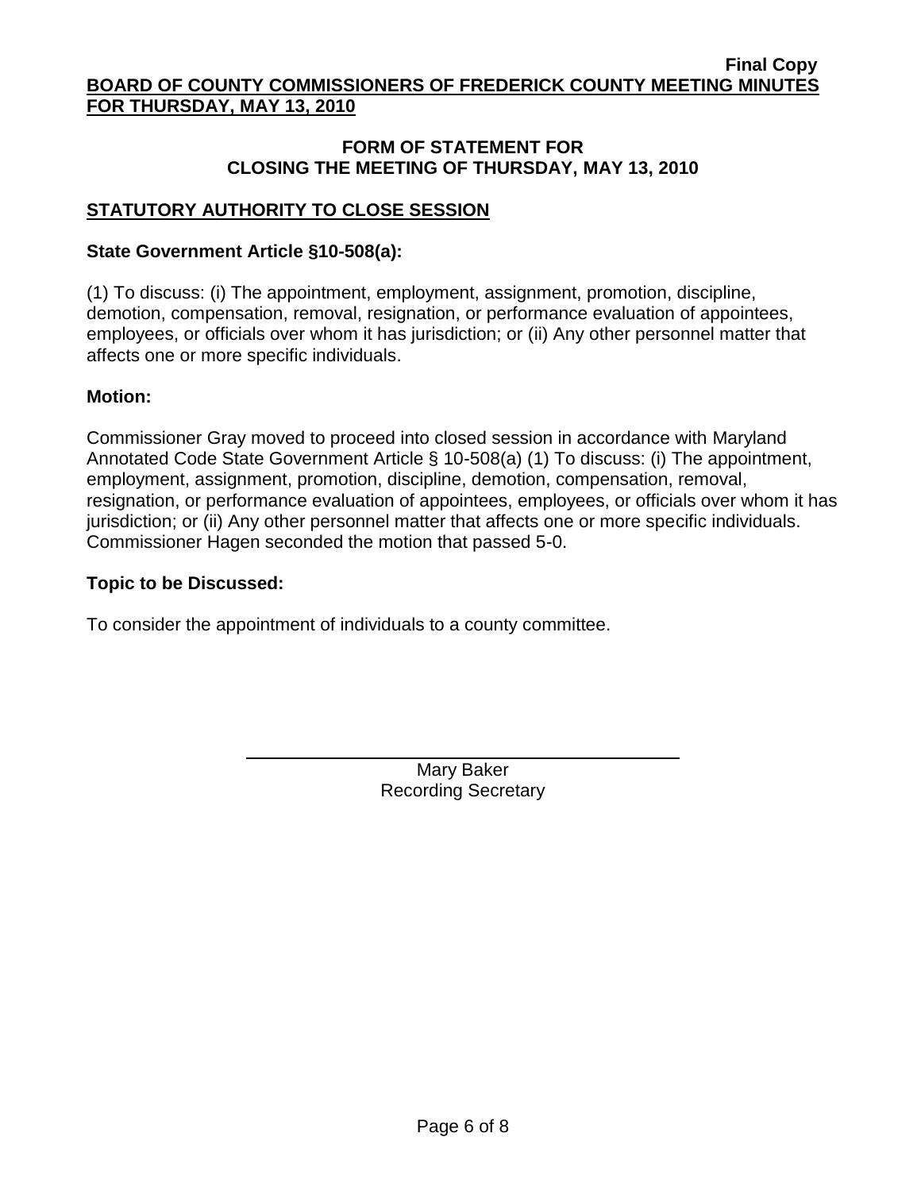Final Copy

**BOARD OF COUNTY COMMISSIONERS OF FREDERICK COUNTY MEETING MINUTES FOR THURSDAY, MAY 13, 2010**

## FORM OF STATEMENT FOR CLOSING THE MEETING OF THURSDAY, MAY 13, 2010

### STATUTORY AUTHORITY TO CLOSE SESSION

**State Government Article §10-508(a):**

(1) To discuss: (i) The appointment, employment, assignment, promotion, discipline, demotion, compensation, removal, resignation, or performance evaluation of appointees, employees, or officials over whom it has jurisdiction; or (ii) Any other personnel matter that affects one or more specific individuals.

**Motion:**

Commissioner Gray moved to proceed into closed session in accordance with Maryland Annotated Code State Government Article § 10-508(a) (1) To discuss: (i) The appointment, employment, assignment, promotion, discipline, demotion, compensation, removal, resignation, or performance evaluation of appointees, employees, or officials over whom it has jurisdiction; or (ii) Any other personnel matter that affects one or more specific individuals. Commissioner Hagen seconded the motion that passed 5-0.

**Topic to be Discussed:**

To consider the appointment of individuals to a county committee.

Mary Baker
Recording Secretary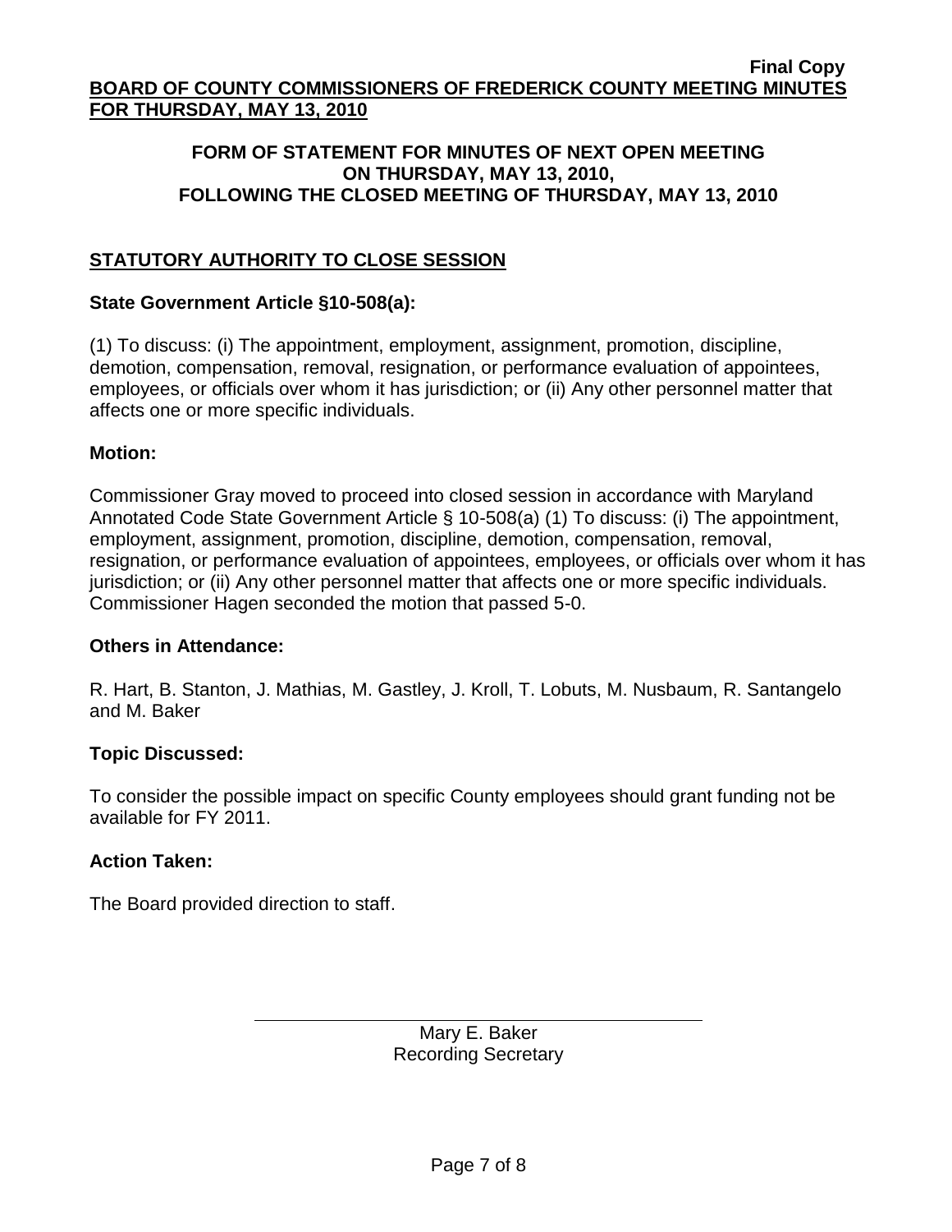**FORM OF STATEMENT FOR MINUTES OF NEXT OPEN MEETING ON THURSDAY, MAY 13, 2010, FOLLOWING THE CLOSED MEETING OF THURSDAY, MAY 13, 2010**

## STATUTORY AUTHORITY TO CLOSE SESSION

**State Government Article §10-508(a):**

(1) To discuss: (i) The appointment, employment, assignment, promotion, discipline, demotion, compensation, removal, resignation, or performance evaluation of appointees, employees, or officials over whom it has jurisdiction; or (ii) Any other personnel matter that affects one or more specific individuals.

**Motion:**

Commissioner Gray moved to proceed into closed session in accordance with Maryland Annotated Code State Government Article § 10-508(a) (1) To discuss: (i) The appointment, employment, assignment, promotion, discipline, demotion, compensation, removal, resignation, or performance evaluation of appointees, employees, or officials over whom it has jurisdiction; or (ii) Any other personnel matter that affects one or more specific individuals. Commissioner Hagen seconded the motion that passed 5-0.

**Others in Attendance:**

R. Hart, B. Stanton, J. Mathias, M. Gastley, J. Kroll, T. Lobuts, M. Nusbaum, R. Santangelo and M. Baker

**Topic Discussed:**

To consider the possible impact on specific County employees should grant funding not be available for FY 2011.

**Action Taken:**

The Board provided direction to staff.

Mary E. Baker
Recording Secretary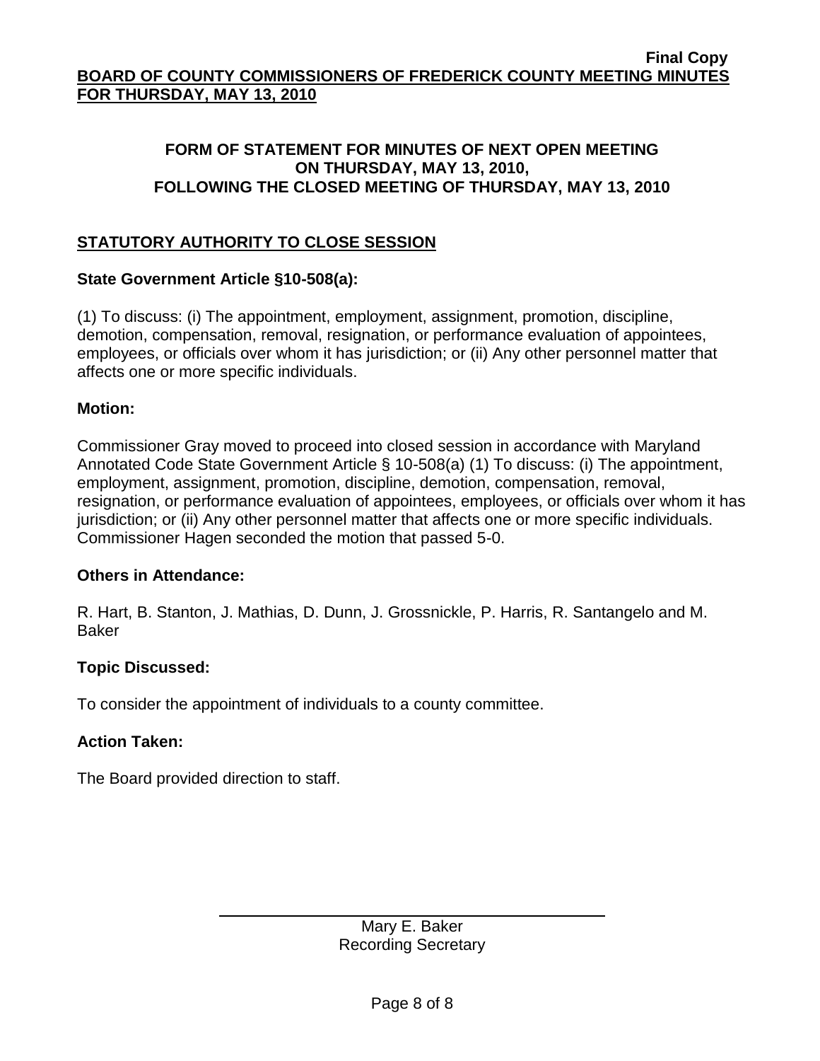**FORM OF STATEMENT FOR MINUTES OF NEXT OPEN MEETING ON THURSDAY, MAY 13, 2010, FOLLOWING THE CLOSED MEETING OF THURSDAY, MAY 13, 2010**

## STATUTORY AUTHORITY TO CLOSE SESSION

### State Government Article §10-508(a):

(1) To discuss: (i) The appointment, employment, assignment, promotion, discipline, demotion, compensation, removal, resignation, or performance evaluation of appointees, employees, or officials over whom it has jurisdiction; or (ii) Any other personnel matter that affects one or more specific individuals.

### Motion:

Commissioner Gray moved to proceed into closed session in accordance with Maryland Annotated Code State Government Article § 10-508(a) (1) To discuss: (i) The appointment, employment, assignment, promotion, discipline, demotion, compensation, removal, resignation, or performance evaluation of appointees, employees, or officials over whom it has jurisdiction; or (ii) Any other personnel matter that affects one or more specific individuals. Commissioner Hagen seconded the motion that passed 5-0.

### Others in Attendance:

R. Hart, B. Stanton, J. Mathias, D. Dunn, J. Grossnickle, P. Harris, R. Santangelo and M. Baker

### Topic Discussed:

To consider the appointment of individuals to a county committee.

### Action Taken:

The Board provided direction to staff.

Mary E. Baker
Recording Secretary